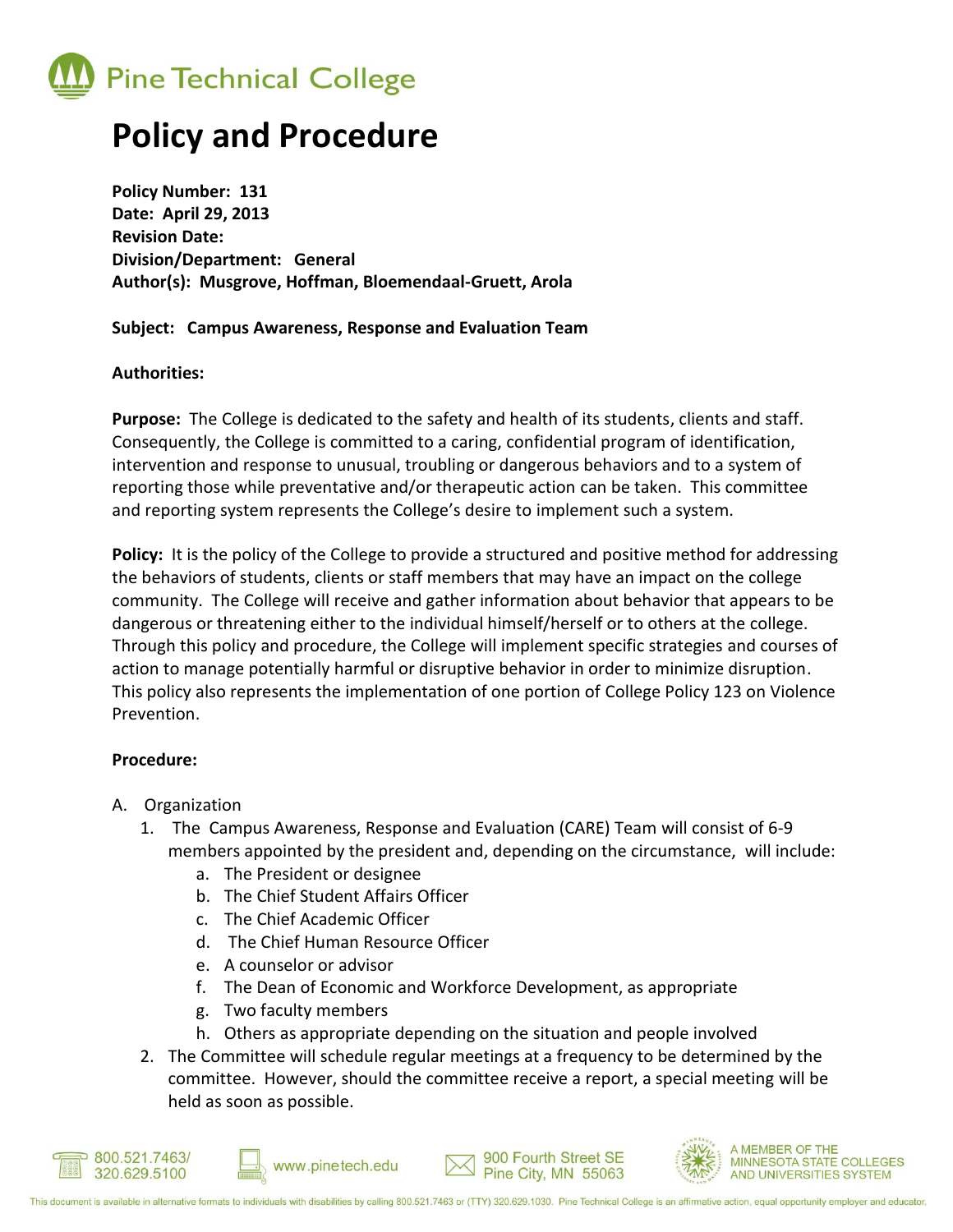# Pine Technical College

# Policy and Procedure

**Policy Number: 131**
**Date: April 29, 2013**
**Revision Date:**
**Division/Department: General**
**Author(s): Musgrove, Hoffman, Bloemendaal-Gruett, Arola**

**Subject: Campus Awareness, Response and Evaluation Team**

**Authorities:**

**Purpose:** The College is dedicated to the safety and health of its students, clients and staff. Consequently, the College is committed to a caring, confidential program of identification, intervention and response to unusual, troubling or dangerous behaviors and to a system of reporting those while preventative and/or therapeutic action can be taken. This committee and reporting system represents the College's desire to implement such a system.

**Policy:** It is the policy of the College to provide a structured and positive method for addressing the behaviors of students, clients or staff members that may have an impact on the college community. The College will receive and gather information about behavior that appears to be dangerous or threatening either to the individual himself/herself or to others at the college. Through this policy and procedure, the College will implement specific strategies and courses of action to manage potentially harmful or disruptive behavior in order to minimize disruption. This policy also represents the implementation of one portion of College Policy 123 on Violence Prevention.

**Procedure:**

A. Organization
   1. The Campus Awareness, Response and Evaluation (CARE) Team will consist of 6-9 members appointed by the president and, depending on the circumstance, will include:
      a. The President or designee
      b. The Chief Student Affairs Officer
      c. The Chief Academic Officer
      d. The Chief Human Resource Officer
      e. A counselor or advisor
      f. The Dean of Economic and Workforce Development, as appropriate
      g. Two faculty members
      h. Others as appropriate depending on the situation and people involved
   2. The Committee will schedule regular meetings at a frequency to be determined by the committee. However, should the committee receive a report, a special meeting will be held as soon as possible.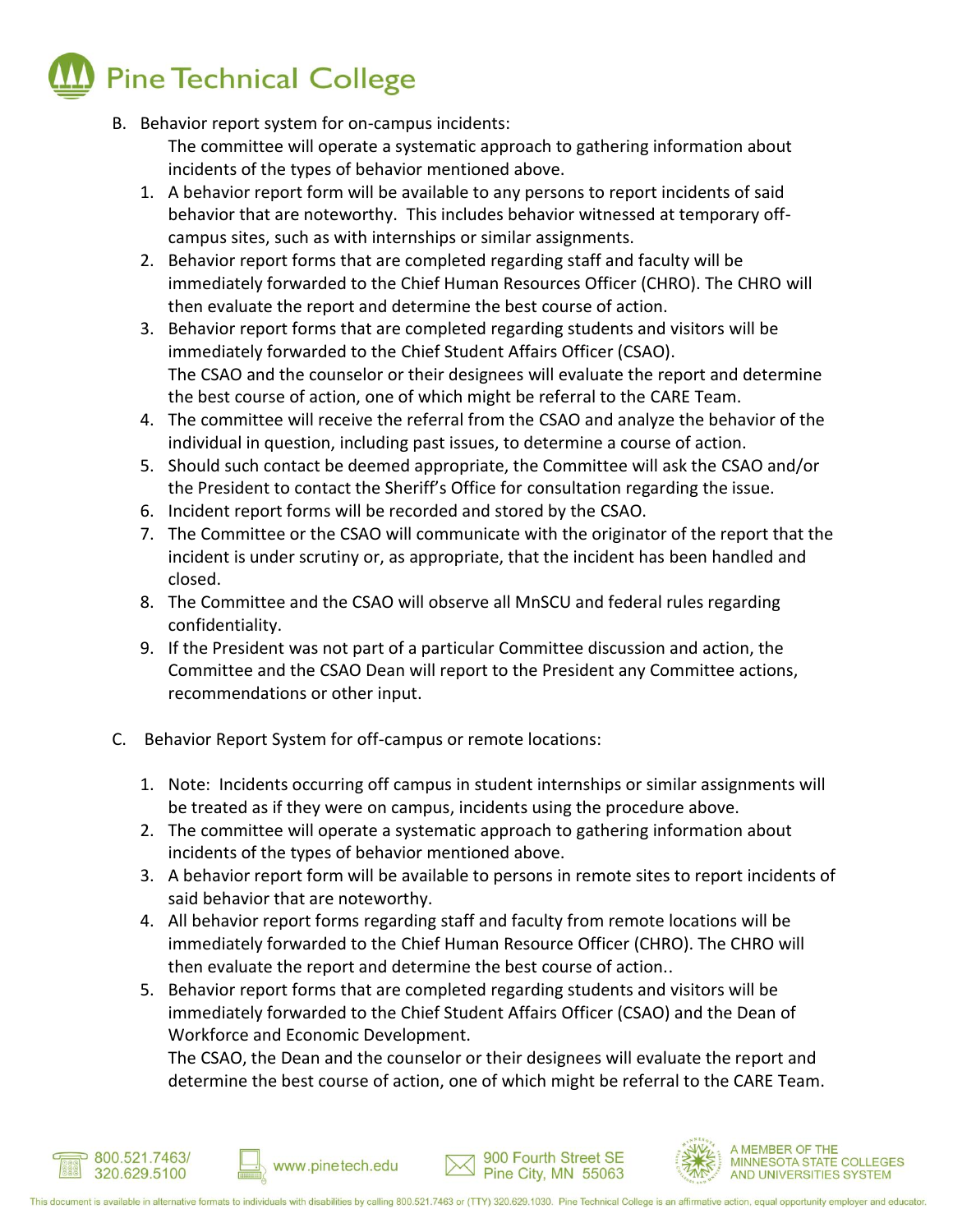B. Behavior report system for on-campus incidents:

The committee will operate a systematic approach to gathering information about incidents of the types of behavior mentioned above.

1. A behavior report form will be available to any persons to report incidents of said behavior that are noteworthy. This includes behavior witnessed at temporary off-campus sites, such as with internships or similar assignments.
2. Behavior report forms that are completed regarding staff and faculty will be immediately forwarded to the Chief Human Resources Officer (CHRO). The CHRO will then evaluate the report and determine the best course of action.
3. Behavior report forms that are completed regarding students and visitors will be immediately forwarded to the Chief Student Affairs Officer (CSAO).
   The CSAO and the counselor or their designees will evaluate the report and determine the best course of action, one of which might be referral to the CARE Team.
4. The committee will receive the referral from the CSAO and analyze the behavior of the individual in question, including past issues, to determine a course of action.
5. Should such contact be deemed appropriate, the Committee will ask the CSAO and/or the President to contact the Sheriff's Office for consultation regarding the issue.
6. Incident report forms will be recorded and stored by the CSAO.
7. The Committee or the CSAO will communicate with the originator of the report that the incident is under scrutiny or, as appropriate, that the incident has been handled and closed.
8. The Committee and the CSAO will observe all MnSCU and federal rules regarding confidentiality.
9. If the President was not part of a particular Committee discussion and action, the Committee and the CSAO Dean will report to the President any Committee actions, recommendations or other input.

C. Behavior Report System for off-campus or remote locations:

1. Note: Incidents occurring off campus in student internships or similar assignments will be treated as if they were on campus, incidents using the procedure above.
2. The committee will operate a systematic approach to gathering information about incidents of the types of behavior mentioned above.
3. A behavior report form will be available to persons in remote sites to report incidents of said behavior that are noteworthy.
4. All behavior report forms regarding staff and faculty from remote locations will be immediately forwarded to the Chief Human Resource Officer (CHRO). The CHRO will then evaluate the report and determine the best course of action..
5. Behavior report forms that are completed regarding students and visitors will be immediately forwarded to the Chief Student Affairs Officer (CSAO) and the Dean of Workforce and Economic Development.
   The CSAO, the Dean and the counselor or their designees will evaluate the report and determine the best course of action, one of which might be referral to the CARE Team.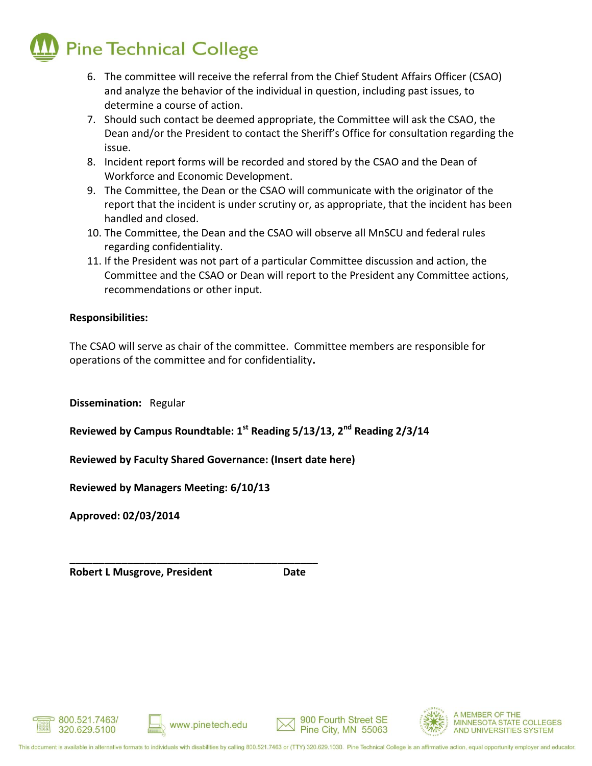6. The committee will receive the referral from the Chief Student Affairs Officer (CSAO) and analyze the behavior of the individual in question, including past issues, to determine a course of action.
7. Should such contact be deemed appropriate, the Committee will ask the CSAO, the Dean and/or the President to contact the Sheriff's Office for consultation regarding the issue.
8. Incident report forms will be recorded and stored by the CSAO and the Dean of Workforce and Economic Development.
9. The Committee, the Dean or the CSAO will communicate with the originator of the report that the incident is under scrutiny or, as appropriate, that the incident has been handled and closed.
10. The Committee, the Dean and the CSAO will observe all MnSCU and federal rules regarding confidentiality.
11. If the President was not part of a particular Committee discussion and action, the Committee and the CSAO or Dean will report to the President any Committee actions, recommendations or other input.

**Responsibilities:**

The CSAO will serve as chair of the committee. Committee members are responsible for operations of the committee and for confidentiality**.**

**Dissemination:** Regular

**Reviewed by Campus Roundtable: 1st Reading 5/13/13, 2nd Reading 2/3/14**

**Reviewed by Faculty Shared Governance: (Insert date here)**

**Reviewed by Managers Meeting: 6/10/13**

**Approved: 02/03/2014**

\_\_\_\_\_\_\_\_\_\_\_\_\_\_\_\_\_\_\_\_\_\_\_\_\_\_\_\_\_\_\_\_\_\_\_\_\_\_\_\_\_\_\_\_

**Robert L Musgrove, President Date**